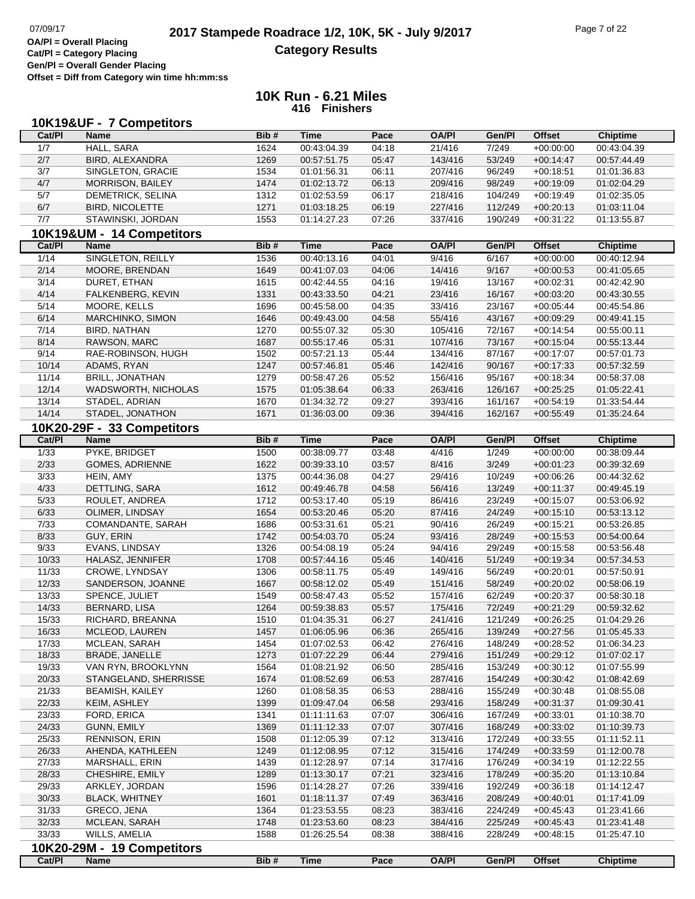# 2017 Stampede Roadrace 1/2, 10K, 5K - July 9/2017

## Category Results

07/09/17

OA/Pl = Overall Placing
Cat/Pl = Category Placing
Gen/Pl = Overall Gender Placing
Offset = Diff from Category win time hh:mm:ss

## 10K Run - 6.21 Miles

**416 Finishers**

### 10K19&UF - 7 Competitors

| Cat/Pl | Name | Bib # | Time | Pace | OA/Pl | Gen/Pl | Offset | Chiptime |
|---|---|---|---|---|---|---|---|---|
| 1/7 | HALL, SARA | 1624 | 00:43:04.39 | 04:18 | 21/416 | 7/249 | +00:00:00 | 00:43:04.39 |
| 2/7 | BIRD, ALEXANDRA | 1269 | 00:57:51.75 | 05:47 | 143/416 | 53/249 | +00:14:47 | 00:57:44.49 |
| 3/7 | SINGLETON, GRACIE | 1534 | 01:01:56.31 | 06:11 | 207/416 | 96/249 | +00:18:51 | 01:01:36.83 |
| 4/7 | MORRISON, BAILEY | 1474 | 01:02:13.72 | 06:13 | 209/416 | 98/249 | +00:19:09 | 01:02:04.29 |
| 5/7 | DEMETRICK, SELINA | 1312 | 01:02:53.59 | 06:17 | 218/416 | 104/249 | +00:19:49 | 01:02:35.05 |
| 6/7 | BIRD, NICOLETTE | 1271 | 01:03:18.25 | 06:19 | 227/416 | 112/249 | +00:20:13 | 01:03:11.04 |
| 7/7 | STAWINSKI, JORDAN | 1553 | 01:14:27.23 | 07:26 | 337/416 | 190/249 | +00:31:22 | 01:13:55.87 |

### 10K19&UM - 14 Competitors

| Cat/Pl | Name | Bib # | Time | Pace | OA/Pl | Gen/Pl | Offset | Chiptime |
|---|---|---|---|---|---|---|---|---|
| 1/14 | SINGLETON, REILLY | 1536 | 00:40:13.16 | 04:01 | 9/416 | 6/167 | +00:00:00 | 00:40:12.94 |
| 2/14 | MOORE, BRENDAN | 1649 | 00:41:07.03 | 04:06 | 14/416 | 9/167 | +00:00:53 | 00:41:05.65 |
| 3/14 | DURET, ETHAN | 1615 | 00:42:44.55 | 04:16 | 19/416 | 13/167 | +00:02:31 | 00:42:42.90 |
| 4/14 | FALKENBERG, KEVIN | 1331 | 00:43:33.50 | 04:21 | 23/416 | 16/167 | +00:03:20 | 00:43:30.55 |
| 5/14 | MOORE, KELLS | 1696 | 00:45:58.00 | 04:35 | 33/416 | 23/167 | +00:05:44 | 00:45:54.86 |
| 6/14 | MARCHINKO, SIMON | 1646 | 00:49:43.00 | 04:58 | 55/416 | 43/167 | +00:09:29 | 00:49:41.15 |
| 7/14 | BIRD, NATHAN | 1270 | 00:55:07.32 | 05:30 | 105/416 | 72/167 | +00:14:54 | 00:55:00.11 |
| 8/14 | RAWSON, MARC | 1687 | 00:55:17.46 | 05:31 | 107/416 | 73/167 | +00:15:04 | 00:55:13.44 |
| 9/14 | RAE-ROBINSON, HUGH | 1502 | 00:57:21.13 | 05:44 | 134/416 | 87/167 | +00:17:07 | 00:57:01.73 |
| 10/14 | ADAMS, RYAN | 1247 | 00:57:46.81 | 05:46 | 142/416 | 90/167 | +00:17:33 | 00:57:32.59 |
| 11/14 | BRILL, JONATHAN | 1279 | 00:58:47.26 | 05:52 | 156/416 | 95/167 | +00:18:34 | 00:58:37.08 |
| 12/14 | WADSWORTH, NICHOLAS | 1575 | 01:05:38.64 | 06:33 | 263/416 | 126/167 | +00:25:25 | 01:05:22.41 |
| 13/14 | STADEL, ADRIAN | 1670 | 01:34:32.72 | 09:27 | 393/416 | 161/167 | +00:54:19 | 01:33:54.44 |
| 14/14 | STADEL, JONATHON | 1671 | 01:36:03.00 | 09:36 | 394/416 | 162/167 | +00:55:49 | 01:35:24.64 |

### 10K20-29F - 33 Competitors

| Cat/Pl | Name | Bib # | Time | Pace | OA/Pl | Gen/Pl | Offset | Chiptime |
|---|---|---|---|---|---|---|---|---|
| 1/33 | PYKE, BRIDGET | 1500 | 00:38:09.77 | 03:48 | 4/416 | 1/249 | +00:00:00 | 00:38:09.44 |
| 2/33 | GOMES, ADRIENNE | 1622 | 00:39:33.10 | 03:57 | 8/416 | 3/249 | +00:01:23 | 00:39:32.69 |
| 3/33 | HEIN, AMY | 1375 | 00:44:36.08 | 04:27 | 29/416 | 10/249 | +00:06:26 | 00:44:32.62 |
| 4/33 | DETTLING, SARA | 1612 | 00:49:46.78 | 04:58 | 56/416 | 13/249 | +00:11:37 | 00:49:45.19 |
| 5/33 | ROULET, ANDREA | 1712 | 00:53:17.40 | 05:19 | 86/416 | 23/249 | +00:15:07 | 00:53:06.92 |
| 6/33 | OLIMER, LINDSAY | 1654 | 00:53:20.46 | 05:20 | 87/416 | 24/249 | +00:15:10 | 00:53:13.12 |
| 7/33 | COMANDANTE, SARAH | 1686 | 00:53:31.61 | 05:21 | 90/416 | 26/249 | +00:15:21 | 00:53:26.85 |
| 8/33 | GUY, ERIN | 1742 | 00:54:03.70 | 05:24 | 93/416 | 28/249 | +00:15:53 | 00:54:00.64 |
| 9/33 | EVANS, LINDSAY | 1326 | 00:54:08.19 | 05:24 | 94/416 | 29/249 | +00:15:58 | 00:53:56.48 |
| 10/33 | HALASZ, JENNIFER | 1708 | 00:57:44.16 | 05:46 | 140/416 | 51/249 | +00:19:34 | 00:57:34.53 |
| 11/33 | CROWE, LYNDSAY | 1306 | 00:58:11.75 | 05:49 | 149/416 | 56/249 | +00:20:01 | 00:57:50.91 |
| 12/33 | SANDERSON, JOANNE | 1667 | 00:58:12.02 | 05:49 | 151/416 | 58/249 | +00:20:02 | 00:58:06.19 |
| 13/33 | SPENCE, JULIET | 1549 | 00:58:47.43 | 05:52 | 157/416 | 62/249 | +00:20:37 | 00:58:30.18 |
| 14/33 | BERNARD, LISA | 1264 | 00:59:38.83 | 05:57 | 175/416 | 72/249 | +00:21:29 | 00:59:32.62 |
| 15/33 | RICHARD, BREANNA | 1510 | 01:04:35.31 | 06:27 | 241/416 | 121/249 | +00:26:25 | 01:04:29.26 |
| 16/33 | MCLEOD, LAUREN | 1457 | 01:06:05.96 | 06:36 | 265/416 | 139/249 | +00:27:56 | 01:05:45.33 |
| 17/33 | MCLEAN, SARAH | 1454 | 01:07:02.53 | 06:42 | 276/416 | 148/249 | +00:28:52 | 01:06:34.23 |
| 18/33 | BRADE, JANELLE | 1273 | 01:07:22.29 | 06:44 | 279/416 | 151/249 | +00:29:12 | 01:07:02.17 |
| 19/33 | VAN RYN, BROOKLYNN | 1564 | 01:08:21.92 | 06:50 | 285/416 | 153/249 | +00:30:12 | 01:07:55.99 |
| 20/33 | STANGELAND, SHERRISSE | 1674 | 01:08:52.69 | 06:53 | 287/416 | 154/249 | +00:30:42 | 01:08:42.69 |
| 21/33 | BEAMISH, KAILEY | 1260 | 01:08:58.35 | 06:53 | 288/416 | 155/249 | +00:30:48 | 01:08:55.08 |
| 22/33 | KEIM, ASHLEY | 1399 | 01:09:47.04 | 06:58 | 293/416 | 158/249 | +00:31:37 | 01:09:30.41 |
| 23/33 | FORD, ERICA | 1341 | 01:11:11.63 | 07:07 | 306/416 | 167/249 | +00:33:01 | 01:10:38.70 |
| 24/33 | GUNN, EMILY | 1369 | 01:11:12.33 | 07:07 | 307/416 | 168/249 | +00:33:02 | 01:10:39.73 |
| 25/33 | RENNISON, ERIN | 1508 | 01:12:05.39 | 07:12 | 313/416 | 172/249 | +00:33:55 | 01:11:52.11 |
| 26/33 | AHENDA, KATHLEEN | 1249 | 01:12:08.95 | 07:12 | 315/416 | 174/249 | +00:33:59 | 01:12:00.78 |
| 27/33 | MARSHALL, ERIN | 1439 | 01:12:28.97 | 07:14 | 317/416 | 176/249 | +00:34:19 | 01:12:22.55 |
| 28/33 | CHESHIRE, EMILY | 1289 | 01:13:30.17 | 07:21 | 323/416 | 178/249 | +00:35:20 | 01:13:10.84 |
| 29/33 | ARKLEY, JORDAN | 1596 | 01:14:28.27 | 07:26 | 339/416 | 192/249 | +00:36:18 | 01:14:12.47 |
| 30/33 | BLACK, WHITNEY | 1601 | 01:18:11.37 | 07:49 | 363/416 | 208/249 | +00:40:01 | 01:17:41.09 |
| 31/33 | GRECO, JENA | 1364 | 01:23:53.55 | 08:23 | 383/416 | 224/249 | +00:45:43 | 01:23:41.66 |
| 32/33 | MCLEAN, SARAH | 1748 | 01:23:53.60 | 08:23 | 384/416 | 225/249 | +00:45:43 | 01:23:41.48 |
| 33/33 | WILLS, AMELIA | 1588 | 01:26:25.54 | 08:38 | 388/416 | 228/249 | +00:48:15 | 01:25:47.10 |

### 10K20-29M - 19 Competitors

| Cat/Pl | Name | Bib # | Time | Pace | OA/Pl | Gen/Pl | Offset | Chiptime |
|---|---|---|---|---|---|---|---|---|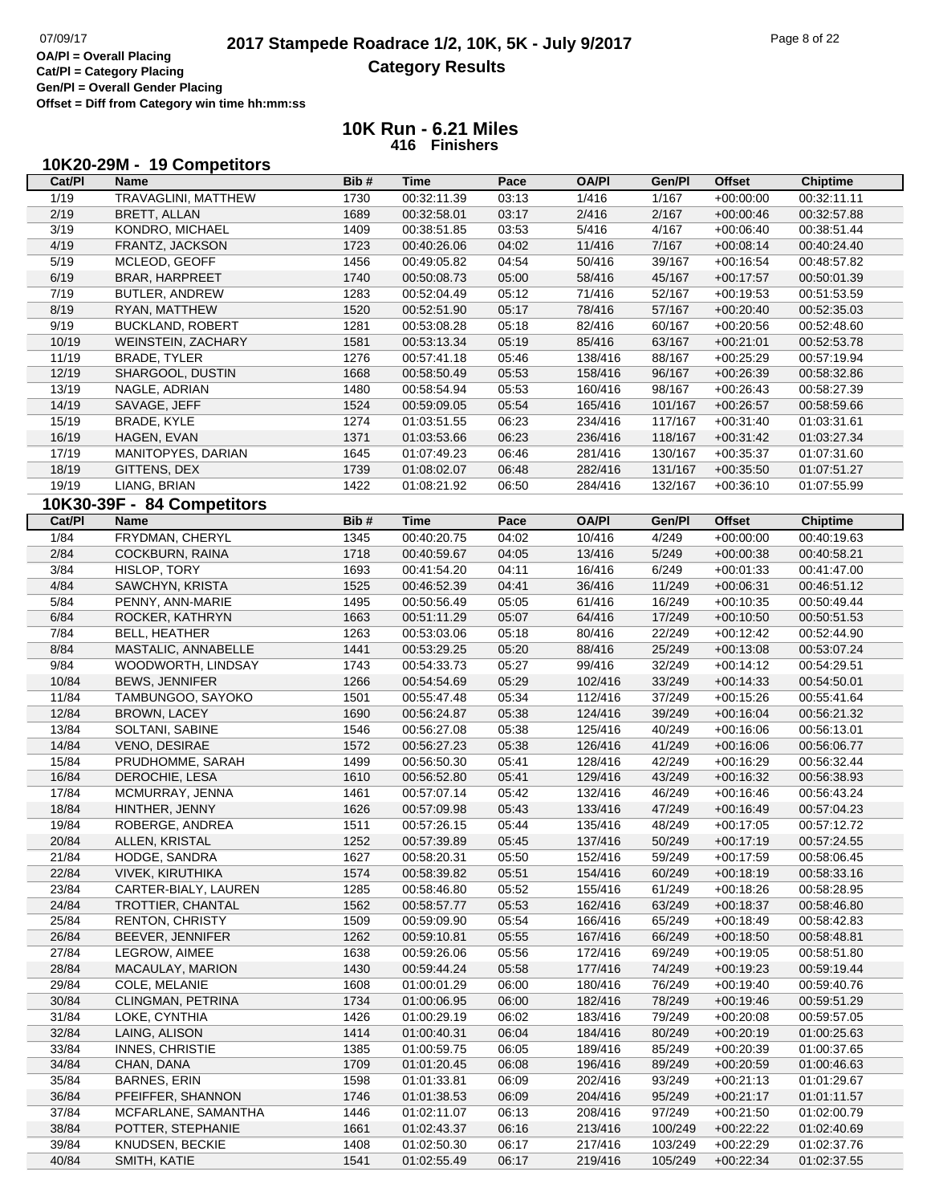# 2017 Stampede Roadrace 1/2, 10K, 5K - July 9/2017

## Category Results

OA/Pl = Overall Placing
Cat/Pl = Category Placing
Gen/Pl = Overall Gender Placing
Offset = Diff from Category win time hh:mm:ss

## 10K Run - 6.21 Miles

### 416 Finishers

### 10K20-29M - 19 Competitors

| Cat/Pl | Name | Bib # | Time | Pace | OA/Pl | Gen/Pl | Offset | Chiptime |
|---|---|---|---|---|---|---|---|---|
| 1/19 | TRAVAGLINI, MATTHEW | 1730 | 00:32:11.39 | 03:13 | 1/416 | 1/167 | +00:00:00 | 00:32:11.11 |
| 2/19 | BRETT, ALLAN | 1689 | 00:32:58.01 | 03:17 | 2/416 | 2/167 | +00:00:46 | 00:32:57.88 |
| 3/19 | KONDRO, MICHAEL | 1409 | 00:38:51.85 | 03:53 | 5/416 | 4/167 | +00:06:40 | 00:38:51.44 |
| 4/19 | FRANTZ, JACKSON | 1723 | 00:40:26.06 | 04:02 | 11/416 | 7/167 | +00:08:14 | 00:40:24.40 |
| 5/19 | MCLEOD, GEOFF | 1456 | 00:49:05.82 | 04:54 | 50/416 | 39/167 | +00:16:54 | 00:48:57.82 |
| 6/19 | BRAR, HARPREET | 1740 | 00:50:08.73 | 05:00 | 58/416 | 45/167 | +00:17:57 | 00:50:01.39 |
| 7/19 | BUTLER, ANDREW | 1283 | 00:52:04.49 | 05:12 | 71/416 | 52/167 | +00:19:53 | 00:51:53.59 |
| 8/19 | RYAN, MATTHEW | 1520 | 00:52:51.90 | 05:17 | 78/416 | 57/167 | +00:20:40 | 00:52:35.03 |
| 9/19 | BUCKLAND, ROBERT | 1281 | 00:53:08.28 | 05:18 | 82/416 | 60/167 | +00:20:56 | 00:52:48.60 |
| 10/19 | WEINSTEIN, ZACHARY | 1581 | 00:53:13.34 | 05:19 | 85/416 | 63/167 | +00:21:01 | 00:52:53.78 |
| 11/19 | BRADE, TYLER | 1276 | 00:57:41.18 | 05:46 | 138/416 | 88/167 | +00:25:29 | 00:57:19.94 |
| 12/19 | SHARGOOL, DUSTIN | 1668 | 00:58:50.49 | 05:53 | 158/416 | 96/167 | +00:26:39 | 00:58:32.86 |
| 13/19 | NAGLE, ADRIAN | 1480 | 00:58:54.94 | 05:53 | 160/416 | 98/167 | +00:26:43 | 00:58:27.39 |
| 14/19 | SAVAGE, JEFF | 1524 | 00:59:09.05 | 05:54 | 165/416 | 101/167 | +00:26:57 | 00:58:59.66 |
| 15/19 | BRADE, KYLE | 1274 | 01:03:51.55 | 06:23 | 234/416 | 117/167 | +00:31:40 | 01:03:31.61 |
| 16/19 | HAGEN, EVAN | 1371 | 01:03:53.66 | 06:23 | 236/416 | 118/167 | +00:31:42 | 01:03:27.34 |
| 17/19 | MANITOPYES, DARIAN | 1645 | 01:07:49.23 | 06:46 | 281/416 | 130/167 | +00:35:37 | 01:07:31.60 |
| 18/19 | GITTENS, DEX | 1739 | 01:08:02.07 | 06:48 | 282/416 | 131/167 | +00:35:50 | 01:07:51.27 |
| 19/19 | LIANG, BRIAN | 1422 | 01:08:21.92 | 06:50 | 284/416 | 132/167 | +00:36:10 | 01:07:55.99 |

### 10K30-39F - 84 Competitors

| Cat/Pl | Name | Bib # | Time | Pace | OA/Pl | Gen/Pl | Offset | Chiptime |
|---|---|---|---|---|---|---|---|---|
| 1/84 | FRYDMAN, CHERYL | 1345 | 00:40:20.75 | 04:02 | 10/416 | 4/249 | +00:00:00 | 00:40:19.63 |
| 2/84 | COCKBURN, RAINA | 1718 | 00:40:59.67 | 04:05 | 13/416 | 5/249 | +00:00:38 | 00:40:58.21 |
| 3/84 | HISLOP, TORY | 1693 | 00:41:54.20 | 04:11 | 16/416 | 6/249 | +00:01:33 | 00:41:47.00 |
| 4/84 | SAWCHYN, KRISTA | 1525 | 00:46:52.39 | 04:41 | 36/416 | 11/249 | +00:06:31 | 00:46:51.12 |
| 5/84 | PENNY, ANN-MARIE | 1495 | 00:50:56.49 | 05:05 | 61/416 | 16/249 | +00:10:35 | 00:50:49.44 |
| 6/84 | ROCKER, KATHRYN | 1663 | 00:51:11.29 | 05:07 | 64/416 | 17/249 | +00:10:50 | 00:50:51.53 |
| 7/84 | BELL, HEATHER | 1263 | 00:53:03.06 | 05:18 | 80/416 | 22/249 | +00:12:42 | 00:52:44.90 |
| 8/84 | MASTALIC, ANNABELLE | 1441 | 00:53:29.25 | 05:20 | 88/416 | 25/249 | +00:13:08 | 00:53:07.24 |
| 9/84 | WOODWORTH, LINDSAY | 1743 | 00:54:33.73 | 05:27 | 99/416 | 32/249 | +00:14:12 | 00:54:29.51 |
| 10/84 | BEWS, JENNIFER | 1266 | 00:54:54.69 | 05:29 | 102/416 | 33/249 | +00:14:33 | 00:54:50.01 |
| 11/84 | TAMBUNGOO, SAYOKO | 1501 | 00:55:47.48 | 05:34 | 112/416 | 37/249 | +00:15:26 | 00:55:41.64 |
| 12/84 | BROWN, LACEY | 1690 | 00:56:24.87 | 05:38 | 124/416 | 39/249 | +00:16:04 | 00:56:21.32 |
| 13/84 | SOLTANI, SABINE | 1546 | 00:56:27.08 | 05:38 | 125/416 | 40/249 | +00:16:06 | 00:56:13.01 |
| 14/84 | VENO, DESIRAE | 1572 | 00:56:27.23 | 05:38 | 126/416 | 41/249 | +00:16:06 | 00:56:06.77 |
| 15/84 | PRUDHOMME, SARAH | 1499 | 00:56:50.30 | 05:41 | 128/416 | 42/249 | +00:16:29 | 00:56:32.44 |
| 16/84 | DEROCHIE, LESA | 1610 | 00:56:52.80 | 05:41 | 129/416 | 43/249 | +00:16:32 | 00:56:38.93 |
| 17/84 | MCMURRAY, JENNA | 1461 | 00:57:07.14 | 05:42 | 132/416 | 46/249 | +00:16:46 | 00:56:43.24 |
| 18/84 | HINTHER, JENNY | 1626 | 00:57:09.98 | 05:43 | 133/416 | 47/249 | +00:16:49 | 00:57:04.23 |
| 19/84 | ROBERGE, ANDREA | 1511 | 00:57:26.15 | 05:44 | 135/416 | 48/249 | +00:17:05 | 00:57:12.72 |
| 20/84 | ALLEN, KRISTAL | 1252 | 00:57:39.89 | 05:45 | 137/416 | 50/249 | +00:17:19 | 00:57:24.55 |
| 21/84 | HODGE, SANDRA | 1627 | 00:58:20.31 | 05:50 | 152/416 | 59/249 | +00:17:59 | 00:58:06.45 |
| 22/84 | VIVEK, KIRUTHIKA | 1574 | 00:58:39.82 | 05:51 | 154/416 | 60/249 | +00:18:19 | 00:58:33.16 |
| 23/84 | CARTER-BIALY, LAUREN | 1285 | 00:58:46.80 | 05:52 | 155/416 | 61/249 | +00:18:26 | 00:58:28.95 |
| 24/84 | TROTTIER, CHANTAL | 1562 | 00:58:57.77 | 05:53 | 162/416 | 63/249 | +00:18:37 | 00:58:46.80 |
| 25/84 | RENTON, CHRISTY | 1509 | 00:59:09.90 | 05:54 | 166/416 | 65/249 | +00:18:49 | 00:58:42.83 |
| 26/84 | BEEVER, JENNIFER | 1262 | 00:59:10.81 | 05:55 | 167/416 | 66/249 | +00:18:50 | 00:58:48.81 |
| 27/84 | LEGROW, AIMEE | 1638 | 00:59:26.06 | 05:56 | 172/416 | 69/249 | +00:19:05 | 00:58:51.80 |
| 28/84 | MACAULAY, MARION | 1430 | 00:59:44.24 | 05:58 | 177/416 | 74/249 | +00:19:23 | 00:59:19.44 |
| 29/84 | COLE, MELANIE | 1608 | 01:00:01.29 | 06:00 | 180/416 | 76/249 | +00:19:40 | 00:59:40.76 |
| 30/84 | CLINGMAN, PETRINA | 1734 | 01:00:06.95 | 06:00 | 182/416 | 78/249 | +00:19:46 | 00:59:51.29 |
| 31/84 | LOKE, CYNTHIA | 1426 | 01:00:29.19 | 06:02 | 183/416 | 79/249 | +00:20:08 | 00:59:57.05 |
| 32/84 | LAING, ALISON | 1414 | 01:00:40.31 | 06:04 | 184/416 | 80/249 | +00:20:19 | 01:00:25.63 |
| 33/84 | INNES, CHRISTIE | 1385 | 01:00:59.75 | 06:05 | 189/416 | 85/249 | +00:20:39 | 01:00:37.65 |
| 34/84 | CHAN, DANA | 1709 | 01:01:20.45 | 06:08 | 196/416 | 89/249 | +00:20:59 | 01:00:46.63 |
| 35/84 | BARNES, ERIN | 1598 | 01:01:33.81 | 06:09 | 202/416 | 93/249 | +00:21:13 | 01:01:29.67 |
| 36/84 | PFEIFFER, SHANNON | 1746 | 01:01:38.53 | 06:09 | 204/416 | 95/249 | +00:21:17 | 01:01:11.57 |
| 37/84 | MCFARLANE, SAMANTHA | 1446 | 01:02:11.07 | 06:13 | 208/416 | 97/249 | +00:21:50 | 01:02:00.79 |
| 38/84 | POTTER, STEPHANIE | 1661 | 01:02:43.37 | 06:16 | 213/416 | 100/249 | +00:22:22 | 01:02:40.69 |
| 39/84 | KNUDSEN, BECKIE | 1408 | 01:02:50.30 | 06:17 | 217/416 | 103/249 | +00:22:29 | 01:02:37.76 |
| 40/84 | SMITH, KATIE | 1541 | 01:02:55.49 | 06:17 | 219/416 | 105/249 | +00:22:34 | 01:02:37.55 |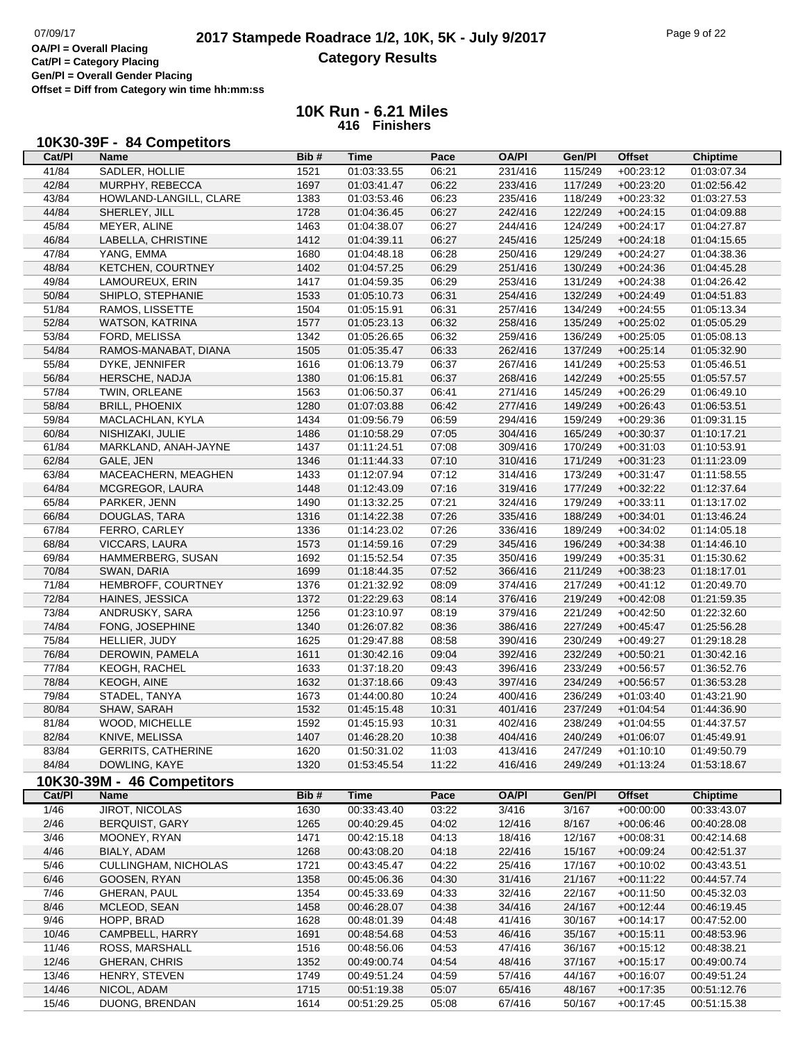# 2017 Stampede Roadrace 1/2, 10K, 5K - July 9/2017

## Category Results

OA/Pl = Overall Placing
Cat/Pl = Category Placing
Gen/Pl = Overall Gender Placing
Offset = Diff from Category win time hh:mm:ss

### 10K Run - 6.21 Miles
416 Finishers

### 10K30-39F - 84 Competitors

| Cat/Pl | Name | Bib # | Time | Pace | OA/Pl | Gen/Pl | Offset | Chiptime |
|---|---|---|---|---|---|---|---|---|
| 41/84 | SADLER, HOLLIE | 1521 | 01:03:33.55 | 06:21 | 231/416 | 115/249 | +00:23:12 | 01:03:07.34 |
| 42/84 | MURPHY, REBECCA | 1697 | 01:03:41.47 | 06:22 | 233/416 | 117/249 | +00:23:20 | 01:02:56.42 |
| 43/84 | HOWLAND-LANGILL, CLARE | 1383 | 01:03:53.46 | 06:23 | 235/416 | 118/249 | +00:23:32 | 01:03:27.53 |
| 44/84 | SHERLEY, JILL | 1728 | 01:04:36.45 | 06:27 | 242/416 | 122/249 | +00:24:15 | 01:04:09.88 |
| 45/84 | MEYER, ALINE | 1463 | 01:04:38.07 | 06:27 | 244/416 | 124/249 | +00:24:17 | 01:04:27.87 |
| 46/84 | LABELLA, CHRISTINE | 1412 | 01:04:39.11 | 06:27 | 245/416 | 125/249 | +00:24:18 | 01:04:15.65 |
| 47/84 | YANG, EMMA | 1680 | 01:04:48.18 | 06:28 | 250/416 | 129/249 | +00:24:27 | 01:04:38.36 |
| 48/84 | KETCHEN, COURTNEY | 1402 | 01:04:57.25 | 06:29 | 251/416 | 130/249 | +00:24:36 | 01:04:45.28 |
| 49/84 | LAMOUREUX, ERIN | 1417 | 01:04:59.35 | 06:29 | 253/416 | 131/249 | +00:24:38 | 01:04:26.42 |
| 50/84 | SHIPLO, STEPHANIE | 1533 | 01:05:10.73 | 06:31 | 254/416 | 132/249 | +00:24:49 | 01:04:51.83 |
| 51/84 | RAMOS, LISSETTE | 1504 | 01:05:15.91 | 06:31 | 257/416 | 134/249 | +00:24:55 | 01:05:13.34 |
| 52/84 | WATSON, KATRINA | 1577 | 01:05:23.13 | 06:32 | 258/416 | 135/249 | +00:25:02 | 01:05:05.29 |
| 53/84 | FORD, MELISSA | 1342 | 01:05:26.65 | 06:32 | 259/416 | 136/249 | +00:25:05 | 01:05:08.13 |
| 54/84 | RAMOS-MANABAT, DIANA | 1505 | 01:05:35.47 | 06:33 | 262/416 | 137/249 | +00:25:14 | 01:05:32.90 |
| 55/84 | DYKE, JENNIFER | 1616 | 01:06:13.79 | 06:37 | 267/416 | 141/249 | +00:25:53 | 01:05:46.51 |
| 56/84 | HERSCHE, NADJA | 1380 | 01:06:15.81 | 06:37 | 268/416 | 142/249 | +00:25:55 | 01:05:57.57 |
| 57/84 | TWIN, ORLEANE | 1563 | 01:06:50.37 | 06:41 | 271/416 | 145/249 | +00:26:29 | 01:06:49.10 |
| 58/84 | BRILL, PHOENIX | 1280 | 01:07:03.88 | 06:42 | 277/416 | 149/249 | +00:26:43 | 01:06:53.51 |
| 59/84 | MACLACHLAN, KYLA | 1434 | 01:09:56.79 | 06:59 | 294/416 | 159/249 | +00:29:36 | 01:09:31.15 |
| 60/84 | NISHIZAKI, JULIE | 1486 | 01:10:58.29 | 07:05 | 304/416 | 165/249 | +00:30:37 | 01:10:17.21 |
| 61/84 | MARKLAND, ANAH-JAYNE | 1437 | 01:11:24.51 | 07:08 | 309/416 | 170/249 | +00:31:03 | 01:10:53.91 |
| 62/84 | GALE, JEN | 1346 | 01:11:44.33 | 07:10 | 310/416 | 171/249 | +00:31:23 | 01:11:23.09 |
| 63/84 | MACEACHERN, MEAGHEN | 1433 | 01:12:07.94 | 07:12 | 314/416 | 173/249 | +00:31:47 | 01:11:58.55 |
| 64/84 | MCGREGOR, LAURA | 1448 | 01:12:43.09 | 07:16 | 319/416 | 177/249 | +00:32:22 | 01:12:37.64 |
| 65/84 | PARKER, JENN | 1490 | 01:13:32.25 | 07:21 | 324/416 | 179/249 | +00:33:11 | 01:13:17.02 |
| 66/84 | DOUGLAS, TARA | 1316 | 01:14:22.38 | 07:26 | 335/416 | 188/249 | +00:34:01 | 01:13:46.24 |
| 67/84 | FERRO, CARLEY | 1336 | 01:14:23.02 | 07:26 | 336/416 | 189/249 | +00:34:02 | 01:14:05.18 |
| 68/84 | VICCARS, LAURA | 1573 | 01:14:59.16 | 07:29 | 345/416 | 196/249 | +00:34:38 | 01:14:46.10 |
| 69/84 | HAMMERBERG, SUSAN | 1692 | 01:15:52.54 | 07:35 | 350/416 | 199/249 | +00:35:31 | 01:15:30.62 |
| 70/84 | SWAN, DARIA | 1699 | 01:18:44.35 | 07:52 | 366/416 | 211/249 | +00:38:23 | 01:18:17.01 |
| 71/84 | HEMBROFF, COURTNEY | 1376 | 01:21:32.92 | 08:09 | 374/416 | 217/249 | +00:41:12 | 01:20:49.70 |
| 72/84 | HAINES, JESSICA | 1372 | 01:22:29.63 | 08:14 | 376/416 | 219/249 | +00:42:08 | 01:21:59.35 |
| 73/84 | ANDRUSKY, SARA | 1256 | 01:23:10.97 | 08:19 | 379/416 | 221/249 | +00:42:50 | 01:22:32.60 |
| 74/84 | FONG, JOSEPHINE | 1340 | 01:26:07.82 | 08:36 | 386/416 | 227/249 | +00:45:47 | 01:25:56.28 |
| 75/84 | HELLIER, JUDY | 1625 | 01:29:47.88 | 08:58 | 390/416 | 230/249 | +00:49:27 | 01:29:18.28 |
| 76/84 | DEROWIN, PAMELA | 1611 | 01:30:42.16 | 09:04 | 392/416 | 232/249 | +00:50:21 | 01:30:42.16 |
| 77/84 | KEOGH, RACHEL | 1633 | 01:37:18.20 | 09:43 | 396/416 | 233/249 | +00:56:57 | 01:36:52.76 |
| 78/84 | KEOGH, AINE | 1632 | 01:37:18.66 | 09:43 | 397/416 | 234/249 | +00:56:57 | 01:36:53.28 |
| 79/84 | STADEL, TANYA | 1673 | 01:44:00.80 | 10:24 | 400/416 | 236/249 | +01:03:40 | 01:43:21.90 |
| 80/84 | SHAW, SARAH | 1532 | 01:45:15.48 | 10:31 | 401/416 | 237/249 | +01:04:54 | 01:44:36.90 |
| 81/84 | WOOD, MICHELLE | 1592 | 01:45:15.93 | 10:31 | 402/416 | 238/249 | +01:04:55 | 01:44:37.57 |
| 82/84 | KNIVE, MELISSA | 1407 | 01:46:28.20 | 10:38 | 404/416 | 240/249 | +01:06:07 | 01:45:49.91 |
| 83/84 | GERRITS, CATHERINE | 1620 | 01:50:31.02 | 11:03 | 413/416 | 247/249 | +01:10:10 | 01:49:50.79 |
| 84/84 | DOWLING, KAYE | 1320 | 01:53:45.54 | 11:22 | 416/416 | 249/249 | +01:13:24 | 01:53:18.67 |

### 10K30-39M - 46 Competitors

| Cat/Pl | Name | Bib # | Time | Pace | OA/Pl | Gen/Pl | Offset | Chiptime |
|---|---|---|---|---|---|---|---|---|
| 1/46 | JIROT, NICOLAS | 1630 | 00:33:43.40 | 03:22 | 3/416 | 3/167 | +00:00:00 | 00:33:43.07 |
| 2/46 | BERQUIST, GARY | 1265 | 00:40:29.45 | 04:02 | 12/416 | 8/167 | +00:06:46 | 00:40:28.08 |
| 3/46 | MOONEY, RYAN | 1471 | 00:42:15.18 | 04:13 | 18/416 | 12/167 | +00:08:31 | 00:42:14.68 |
| 4/46 | BIALY, ADAM | 1268 | 00:43:08.20 | 04:18 | 22/416 | 15/167 | +00:09:24 | 00:42:51.37 |
| 5/46 | CULLINGHAM, NICHOLAS | 1721 | 00:43:45.47 | 04:22 | 25/416 | 17/167 | +00:10:02 | 00:43:43.51 |
| 6/46 | GOOSEN, RYAN | 1358 | 00:45:06.36 | 04:30 | 31/416 | 21/167 | +00:11:22 | 00:44:57.74 |
| 7/46 | GHERAN, PAUL | 1354 | 00:45:33.69 | 04:33 | 32/416 | 22/167 | +00:11:50 | 00:45:32.03 |
| 8/46 | MCLEOD, SEAN | 1458 | 00:46:28.07 | 04:38 | 34/416 | 24/167 | +00:12:44 | 00:46:19.45 |
| 9/46 | HOPP, BRAD | 1628 | 00:48:01.39 | 04:48 | 41/416 | 30/167 | +00:14:17 | 00:47:52.00 |
| 10/46 | CAMPBELL, HARRY | 1691 | 00:48:54.68 | 04:53 | 46/416 | 35/167 | +00:15:11 | 00:48:53.96 |
| 11/46 | ROSS, MARSHALL | 1516 | 00:48:56.06 | 04:53 | 47/416 | 36/167 | +00:15:12 | 00:48:38.21 |
| 12/46 | GHERAN, CHRIS | 1352 | 00:49:00.74 | 04:54 | 48/416 | 37/167 | +00:15:17 | 00:49:00.74 |
| 13/46 | HENRY, STEVEN | 1749 | 00:49:51.24 | 04:59 | 57/416 | 44/167 | +00:16:07 | 00:49:51.24 |
| 14/46 | NICOL, ADAM | 1715 | 00:51:19.38 | 05:07 | 65/416 | 48/167 | +00:17:35 | 00:51:12.76 |
| 15/46 | DUONG, BRENDAN | 1614 | 00:51:29.25 | 05:08 | 67/416 | 50/167 | +00:17:45 | 00:51:15.38 |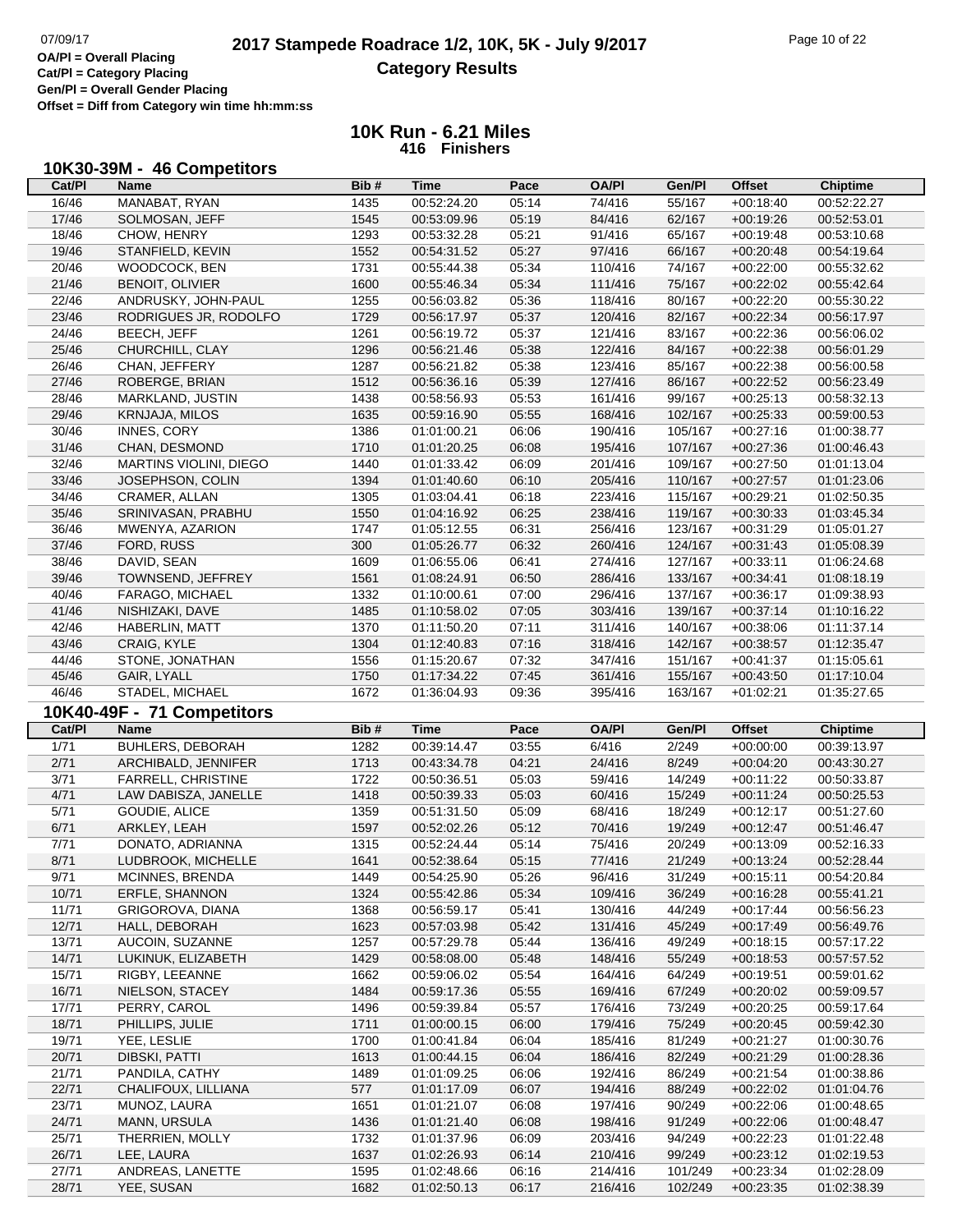# 2017 Stampede Roadrace 1/2, 10K, 5K - July 9/2017

## Category Results

OA/Pl = Overall Placing
Cat/Pl = Category Placing
Gen/Pl = Overall Gender Placing
Offset = Diff from Category win time hh:mm:ss

## 10K Run - 6.21 Miles

416 Finishers

### 10K30-39M - 46 Competitors

| Cat/Pl | Name | Bib # | Time | Pace | OA/Pl | Gen/Pl | Offset | Chiptime |
|---|---|---|---|---|---|---|---|---|
| 16/46 | MANABAT, RYAN | 1435 | 00:52:24.20 | 05:14 | 74/416 | 55/167 | +00:18:40 | 00:52:22.27 |
| 17/46 | SOLMOSAN, JEFF | 1545 | 00:53:09.96 | 05:19 | 84/416 | 62/167 | +00:19:26 | 00:52:53.01 |
| 18/46 | CHOW, HENRY | 1293 | 00:53:32.28 | 05:21 | 91/416 | 65/167 | +00:19:48 | 00:53:10.68 |
| 19/46 | STANFIELD, KEVIN | 1552 | 00:54:31.52 | 05:27 | 97/416 | 66/167 | +00:20:48 | 00:54:19.64 |
| 20/46 | WOODCOCK, BEN | 1731 | 00:55:44.38 | 05:34 | 110/416 | 74/167 | +00:22:00 | 00:55:32.62 |
| 21/46 | BENOIT, OLIVIER | 1600 | 00:55:46.34 | 05:34 | 111/416 | 75/167 | +00:22:02 | 00:55:42.64 |
| 22/46 | ANDRUSKY, JOHN-PAUL | 1255 | 00:56:03.82 | 05:36 | 118/416 | 80/167 | +00:22:20 | 00:55:30.22 |
| 23/46 | RODRIGUES JR, RODOLFO | 1729 | 00:56:17.97 | 05:37 | 120/416 | 82/167 | +00:22:34 | 00:56:17.97 |
| 24/46 | BEECH, JEFF | 1261 | 00:56:19.72 | 05:37 | 121/416 | 83/167 | +00:22:36 | 00:56:06.02 |
| 25/46 | CHURCHILL, CLAY | 1296 | 00:56:21.46 | 05:38 | 122/416 | 84/167 | +00:22:38 | 00:56:01.29 |
| 26/46 | CHAN, JEFFERY | 1287 | 00:56:21.82 | 05:38 | 123/416 | 85/167 | +00:22:38 | 00:56:00.58 |
| 27/46 | ROBERGE, BRIAN | 1512 | 00:56:36.16 | 05:39 | 127/416 | 86/167 | +00:22:52 | 00:56:23.49 |
| 28/46 | MARKLAND, JUSTIN | 1438 | 00:58:56.93 | 05:53 | 161/416 | 99/167 | +00:25:13 | 00:58:32.13 |
| 29/46 | KRNJAJA, MILOS | 1635 | 00:59:16.90 | 05:55 | 168/416 | 102/167 | +00:25:33 | 00:59:00.53 |
| 30/46 | INNES, CORY | 1386 | 01:01:00.21 | 06:06 | 190/416 | 105/167 | +00:27:16 | 01:00:38.77 |
| 31/46 | CHAN, DESMOND | 1710 | 01:01:20.25 | 06:08 | 195/416 | 107/167 | +00:27:36 | 01:00:46.43 |
| 32/46 | MARTINS VIOLINI, DIEGO | 1440 | 01:01:33.42 | 06:09 | 201/416 | 109/167 | +00:27:50 | 01:01:13.04 |
| 33/46 | JOSEPHSON, COLIN | 1394 | 01:01:40.60 | 06:10 | 205/416 | 110/167 | +00:27:57 | 01:01:23.06 |
| 34/46 | CRAMER, ALLAN | 1305 | 01:03:04.41 | 06:18 | 223/416 | 115/167 | +00:29:21 | 01:02:50.35 |
| 35/46 | SRINIVASAN, PRABHU | 1550 | 01:04:16.92 | 06:25 | 238/416 | 119/167 | +00:30:33 | 01:03:45.34 |
| 36/46 | MWENYA, AZARION | 1747 | 01:05:12.55 | 06:31 | 256/416 | 123/167 | +00:31:29 | 01:05:01.27 |
| 37/46 | FORD, RUSS | 300 | 01:05:26.77 | 06:32 | 260/416 | 124/167 | +00:31:43 | 01:05:08.39 |
| 38/46 | DAVID, SEAN | 1609 | 01:06:55.06 | 06:41 | 274/416 | 127/167 | +00:33:11 | 01:06:24.68 |
| 39/46 | TOWNSEND, JEFFREY | 1561 | 01:08:24.91 | 06:50 | 286/416 | 133/167 | +00:34:41 | 01:08:18.19 |
| 40/46 | FARAGO, MICHAEL | 1332 | 01:10:00.61 | 07:00 | 296/416 | 137/167 | +00:36:17 | 01:09:38.93 |
| 41/46 | NISHIZAKI, DAVE | 1485 | 01:10:58.02 | 07:05 | 303/416 | 139/167 | +00:37:14 | 01:10:16.22 |
| 42/46 | HABERLIN, MATT | 1370 | 01:11:50.20 | 07:11 | 311/416 | 140/167 | +00:38:06 | 01:11:37.14 |
| 43/46 | CRAIG, KYLE | 1304 | 01:12:40.83 | 07:16 | 318/416 | 142/167 | +00:38:57 | 01:12:35.47 |
| 44/46 | STONE, JONATHAN | 1556 | 01:15:20.67 | 07:32 | 347/416 | 151/167 | +00:41:37 | 01:15:05.61 |
| 45/46 | GAIR, LYALL | 1750 | 01:17:34.22 | 07:45 | 361/416 | 155/167 | +00:43:50 | 01:17:10.04 |
| 46/46 | STADEL, MICHAEL | 1672 | 01:36:04.93 | 09:36 | 395/416 | 163/167 | +01:02:21 | 01:35:27.65 |

### 10K40-49F - 71 Competitors

| Cat/Pl | Name | Bib # | Time | Pace | OA/Pl | Gen/Pl | Offset | Chiptime |
|---|---|---|---|---|---|---|---|---|
| 1/71 | BUHLERS, DEBORAH | 1282 | 00:39:14.47 | 03:55 | 6/416 | 2/249 | +00:00:00 | 00:39:13.97 |
| 2/71 | ARCHIBALD, JENNIFER | 1713 | 00:43:34.78 | 04:21 | 24/416 | 8/249 | +00:04:20 | 00:43:30.27 |
| 3/71 | FARRELL, CHRISTINE | 1722 | 00:50:36.51 | 05:03 | 59/416 | 14/249 | +00:11:22 | 00:50:33.87 |
| 4/71 | LAW DABISZA, JANELLE | 1418 | 00:50:39.33 | 05:03 | 60/416 | 15/249 | +00:11:24 | 00:50:25.53 |
| 5/71 | GOUDIE, ALICE | 1359 | 00:51:31.50 | 05:09 | 68/416 | 18/249 | +00:12:17 | 00:51:27.60 |
| 6/71 | ARKLEY, LEAH | 1597 | 00:52:02.26 | 05:12 | 70/416 | 19/249 | +00:12:47 | 00:51:46.47 |
| 7/71 | DONATO, ADRIANNA | 1315 | 00:52:24.44 | 05:14 | 75/416 | 20/249 | +00:13:09 | 00:52:16.33 |
| 8/71 | LUDBROOK, MICHELLE | 1641 | 00:52:38.64 | 05:15 | 77/416 | 21/249 | +00:13:24 | 00:52:28.44 |
| 9/71 | MCINNES, BRENDA | 1449 | 00:54:25.90 | 05:26 | 96/416 | 31/249 | +00:15:11 | 00:54:20.84 |
| 10/71 | ERFLE, SHANNON | 1324 | 00:55:42.86 | 05:34 | 109/416 | 36/249 | +00:16:28 | 00:55:41.21 |
| 11/71 | GRIGOROVA, DIANA | 1368 | 00:56:59.17 | 05:41 | 130/416 | 44/249 | +00:17:44 | 00:56:56.23 |
| 12/71 | HALL, DEBORAH | 1623 | 00:57:03.98 | 05:42 | 131/416 | 45/249 | +00:17:49 | 00:56:49.76 |
| 13/71 | AUCOIN, SUZANNE | 1257 | 00:57:29.78 | 05:44 | 136/416 | 49/249 | +00:18:15 | 00:57:17.22 |
| 14/71 | LUKINUK, ELIZABETH | 1429 | 00:58:08.00 | 05:48 | 148/416 | 55/249 | +00:18:53 | 00:57:57.52 |
| 15/71 | RIGBY, LEEANNE | 1662 | 00:59:06.02 | 05:54 | 164/416 | 64/249 | +00:19:51 | 00:59:01.62 |
| 16/71 | NIELSON, STACEY | 1484 | 00:59:17.36 | 05:55 | 169/416 | 67/249 | +00:20:02 | 00:59:09.57 |
| 17/71 | PERRY, CAROL | 1496 | 00:59:39.84 | 05:57 | 176/416 | 73/249 | +00:20:25 | 00:59:17.64 |
| 18/71 | PHILLIPS, JULIE | 1711 | 01:00:00.15 | 06:00 | 179/416 | 75/249 | +00:20:45 | 00:59:42.30 |
| 19/71 | YEE, LESLIE | 1700 | 01:00:41.84 | 06:04 | 185/416 | 81/249 | +00:21:27 | 01:00:30.76 |
| 20/71 | DIBSKI, PATTI | 1613 | 01:00:44.15 | 06:04 | 186/416 | 82/249 | +00:21:29 | 01:00:28.36 |
| 21/71 | PANDILA, CATHY | 1489 | 01:01:09.25 | 06:06 | 192/416 | 86/249 | +00:21:54 | 01:00:38.86 |
| 22/71 | CHALIFOUX, LILLIANA | 577 | 01:01:17.09 | 06:07 | 194/416 | 88/249 | +00:22:02 | 01:01:04.76 |
| 23/71 | MUNOZ, LAURA | 1651 | 01:01:21.07 | 06:08 | 197/416 | 90/249 | +00:22:06 | 01:00:48.65 |
| 24/71 | MANN, URSULA | 1436 | 01:01:21.40 | 06:08 | 198/416 | 91/249 | +00:22:06 | 01:00:48.47 |
| 25/71 | THERRIEN, MOLLY | 1732 | 01:01:37.96 | 06:09 | 203/416 | 94/249 | +00:22:23 | 01:01:22.48 |
| 26/71 | LEE, LAURA | 1637 | 01:02:26.93 | 06:14 | 210/416 | 99/249 | +00:23:12 | 01:02:19.53 |
| 27/71 | ANDREAS, LANETTE | 1595 | 01:02:48.66 | 06:16 | 214/416 | 101/249 | +00:23:34 | 01:02:28.09 |
| 28/71 | YEE, SUSAN | 1682 | 01:02:50.13 | 06:17 | 216/416 | 102/249 | +00:23:35 | 01:02:38.39 |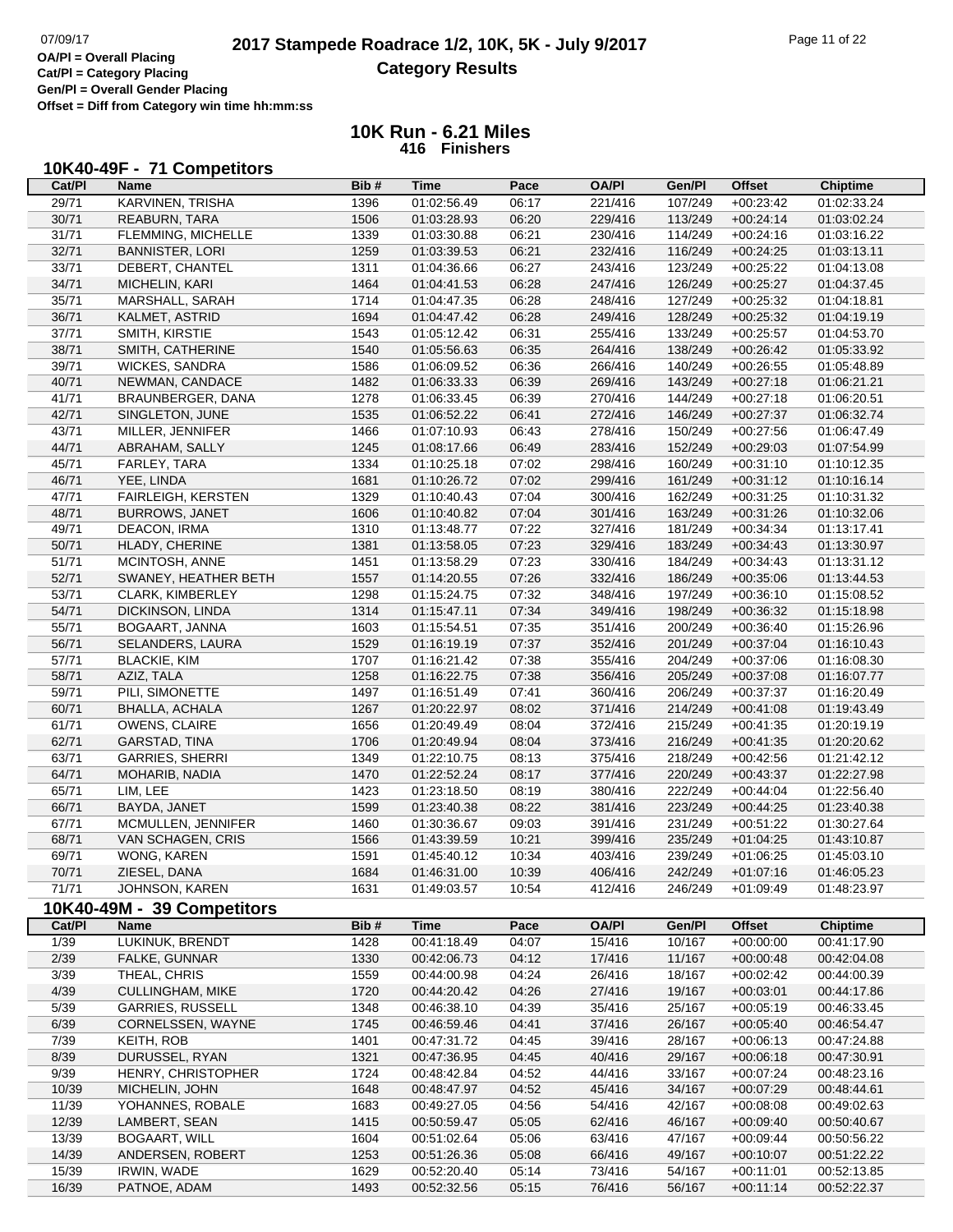OA/Pl = Overall Placing
Cat/Pl = Category Placing
Gen/Pl = Overall Gender Placing
Offset = Diff from Category win time hh:mm:ss

# 2017 Stampede Roadrace 1/2, 10K, 5K - July 9/2017

## Category Results

### 10K Run - 6.21 Miles
**416 Finishers**

### 10K40-49F - 71 Competitors

| Cat/Pl | Name | Bib # | Time | Pace | OA/Pl | Gen/Pl | Offset | Chiptime |
|---|---|---|---|---|---|---|---|---|
| 29/71 | KARVINEN, TRISHA | 1396 | 01:02:56.49 | 06:17 | 221/416 | 107/249 | +00:23:42 | 01:02:33.24 |
| 30/71 | REABURN, TARA | 1506 | 01:03:28.93 | 06:20 | 229/416 | 113/249 | +00:24:14 | 01:03:02.24 |
| 31/71 | FLEMMING, MICHELLE | 1339 | 01:03:30.88 | 06:21 | 230/416 | 114/249 | +00:24:16 | 01:03:16.22 |
| 32/71 | BANNISTER, LORI | 1259 | 01:03:39.53 | 06:21 | 232/416 | 116/249 | +00:24:25 | 01:03:13.11 |
| 33/71 | DEBERT, CHANTEL | 1311 | 01:04:36.66 | 06:27 | 243/416 | 123/249 | +00:25:22 | 01:04:13.08 |
| 34/71 | MICHELIN, KARI | 1464 | 01:04:41.53 | 06:28 | 247/416 | 126/249 | +00:25:27 | 01:04:37.45 |
| 35/71 | MARSHALL, SARAH | 1714 | 01:04:47.35 | 06:28 | 248/416 | 127/249 | +00:25:32 | 01:04:18.81 |
| 36/71 | KALMET, ASTRID | 1694 | 01:04:47.42 | 06:28 | 249/416 | 128/249 | +00:25:32 | 01:04:19.19 |
| 37/71 | SMITH, KIRSTIE | 1543 | 01:05:12.42 | 06:31 | 255/416 | 133/249 | +00:25:57 | 01:04:53.70 |
| 38/71 | SMITH, CATHERINE | 1540 | 01:05:56.63 | 06:35 | 264/416 | 138/249 | +00:26:42 | 01:05:33.92 |
| 39/71 | WICKES, SANDRA | 1586 | 01:06:09.52 | 06:36 | 266/416 | 140/249 | +00:26:55 | 01:05:48.89 |
| 40/71 | NEWMAN, CANDACE | 1482 | 01:06:33.33 | 06:39 | 269/416 | 143/249 | +00:27:18 | 01:06:21.21 |
| 41/71 | BRAUNBERGER, DANA | 1278 | 01:06:33.45 | 06:39 | 270/416 | 144/249 | +00:27:18 | 01:06:20.51 |
| 42/71 | SINGLETON, JUNE | 1535 | 01:06:52.22 | 06:41 | 272/416 | 146/249 | +00:27:37 | 01:06:32.74 |
| 43/71 | MILLER, JENNIFER | 1466 | 01:07:10.93 | 06:43 | 278/416 | 150/249 | +00:27:56 | 01:06:47.49 |
| 44/71 | ABRAHAM, SALLY | 1245 | 01:08:17.66 | 06:49 | 283/416 | 152/249 | +00:29:03 | 01:07:54.99 |
| 45/71 | FARLEY, TARA | 1334 | 01:10:25.18 | 07:02 | 298/416 | 160/249 | +00:31:10 | 01:10:12.35 |
| 46/71 | YEE, LINDA | 1681 | 01:10:26.72 | 07:02 | 299/416 | 161/249 | +00:31:12 | 01:10:16.14 |
| 47/71 | FAIRLEIGH, KERSTEN | 1329 | 01:10:40.43 | 07:04 | 300/416 | 162/249 | +00:31:25 | 01:10:31.32 |
| 48/71 | BURROWS, JANET | 1606 | 01:10:40.82 | 07:04 | 301/416 | 163/249 | +00:31:26 | 01:10:32.06 |
| 49/71 | DEACON, IRMA | 1310 | 01:13:48.77 | 07:22 | 327/416 | 181/249 | +00:34:34 | 01:13:17.41 |
| 50/71 | HLADY, CHERINE | 1381 | 01:13:58.05 | 07:23 | 329/416 | 183/249 | +00:34:43 | 01:13:30.97 |
| 51/71 | MCINTOSH, ANNE | 1451 | 01:13:58.29 | 07:23 | 330/416 | 184/249 | +00:34:43 | 01:13:31.12 |
| 52/71 | SWANEY, HEATHER BETH | 1557 | 01:14:20.55 | 07:26 | 332/416 | 186/249 | +00:35:06 | 01:13:44.53 |
| 53/71 | CLARK, KIMBERLEY | 1298 | 01:15:24.75 | 07:32 | 348/416 | 197/249 | +00:36:10 | 01:15:08.52 |
| 54/71 | DICKINSON, LINDA | 1314 | 01:15:47.11 | 07:34 | 349/416 | 198/249 | +00:36:32 | 01:15:18.98 |
| 55/71 | BOGAART, JANNA | 1603 | 01:15:54.51 | 07:35 | 351/416 | 200/249 | +00:36:40 | 01:15:26.96 |
| 56/71 | SELANDERS, LAURA | 1529 | 01:16:19.19 | 07:37 | 352/416 | 201/249 | +00:37:04 | 01:16:10.43 |
| 57/71 | BLACKIE, KIM | 1707 | 01:16:21.42 | 07:38 | 355/416 | 204/249 | +00:37:06 | 01:16:08.30 |
| 58/71 | AZIZ, TALA | 1258 | 01:16:22.75 | 07:38 | 356/416 | 205/249 | +00:37:08 | 01:16:07.77 |
| 59/71 | PILI, SIMONETTE | 1497 | 01:16:51.49 | 07:41 | 360/416 | 206/249 | +00:37:37 | 01:16:20.49 |
| 60/71 | BHALLA, ACHALA | 1267 | 01:20:22.97 | 08:02 | 371/416 | 214/249 | +00:41:08 | 01:19:43.49 |
| 61/71 | OWENS, CLAIRE | 1656 | 01:20:49.49 | 08:04 | 372/416 | 215/249 | +00:41:35 | 01:20:19.19 |
| 62/71 | GARSTAD, TINA | 1706 | 01:20:49.94 | 08:04 | 373/416 | 216/249 | +00:41:35 | 01:20:20.62 |
| 63/71 | GARRIES, SHERRI | 1349 | 01:22:10.75 | 08:13 | 375/416 | 218/249 | +00:42:56 | 01:21:42.12 |
| 64/71 | MOHARIB, NADIA | 1470 | 01:22:52.24 | 08:17 | 377/416 | 220/249 | +00:43:37 | 01:22:27.98 |
| 65/71 | LIM, LEE | 1423 | 01:23:18.50 | 08:19 | 380/416 | 222/249 | +00:44:04 | 01:22:56.40 |
| 66/71 | BAYDA, JANET | 1599 | 01:23:40.38 | 08:22 | 381/416 | 223/249 | +00:44:25 | 01:23:40.38 |
| 67/71 | MCMULLEN, JENNIFER | 1460 | 01:30:36.67 | 09:03 | 391/416 | 231/249 | +00:51:22 | 01:30:27.64 |
| 68/71 | VAN SCHAGEN, CRIS | 1566 | 01:43:39.59 | 10:21 | 399/416 | 235/249 | +01:04:25 | 01:43:10.87 |
| 69/71 | WONG, KAREN | 1591 | 01:45:40.12 | 10:34 | 403/416 | 239/249 | +01:06:25 | 01:45:03.10 |
| 70/71 | ZIESEL, DANA | 1684 | 01:46:31.00 | 10:39 | 406/416 | 242/249 | +01:07:16 | 01:46:05.23 |
| 71/71 | JOHNSON, KAREN | 1631 | 01:49:03.57 | 10:54 | 412/416 | 246/249 | +01:09:49 | 01:48:23.97 |

### 10K40-49M - 39 Competitors

| Cat/Pl | Name | Bib # | Time | Pace | OA/Pl | Gen/Pl | Offset | Chiptime |
|---|---|---|---|---|---|---|---|---|
| 1/39 | LUKINUK, BRENDT | 1428 | 00:41:18.49 | 04:07 | 15/416 | 10/167 | +00:00:00 | 00:41:17.90 |
| 2/39 | FALKE, GUNNAR | 1330 | 00:42:06.73 | 04:12 | 17/416 | 11/167 | +00:00:48 | 00:42:04.08 |
| 3/39 | THEAL, CHRIS | 1559 | 00:44:00.98 | 04:24 | 26/416 | 18/167 | +00:02:42 | 00:44:00.39 |
| 4/39 | CULLINGHAM, MIKE | 1720 | 00:44:20.42 | 04:26 | 27/416 | 19/167 | +00:03:01 | 00:44:17.86 |
| 5/39 | GARRIES, RUSSELL | 1348 | 00:46:38.10 | 04:39 | 35/416 | 25/167 | +00:05:19 | 00:46:33.45 |
| 6/39 | CORNELSSEN, WAYNE | 1745 | 00:46:59.46 | 04:41 | 37/416 | 26/167 | +00:05:40 | 00:46:54.47 |
| 7/39 | KEITH, ROB | 1401 | 00:47:31.72 | 04:45 | 39/416 | 28/167 | +00:06:13 | 00:47:24.88 |
| 8/39 | DURUSSEL, RYAN | 1321 | 00:47:36.95 | 04:45 | 40/416 | 29/167 | +00:06:18 | 00:47:30.91 |
| 9/39 | HENRY, CHRISTOPHER | 1724 | 00:48:42.84 | 04:52 | 44/416 | 33/167 | +00:07:24 | 00:48:23.16 |
| 10/39 | MICHELIN, JOHN | 1648 | 00:48:47.97 | 04:52 | 45/416 | 34/167 | +00:07:29 | 00:48:44.61 |
| 11/39 | YOHANNES, ROBALE | 1683 | 00:49:27.05 | 04:56 | 54/416 | 42/167 | +00:08:08 | 00:49:02.63 |
| 12/39 | LAMBERT, SEAN | 1415 | 00:50:59.47 | 05:05 | 62/416 | 46/167 | +00:09:40 | 00:50:40.67 |
| 13/39 | BOGAART, WILL | 1604 | 00:51:02.64 | 05:06 | 63/416 | 47/167 | +00:09:44 | 00:50:56.22 |
| 14/39 | ANDERSEN, ROBERT | 1253 | 00:51:26.36 | 05:08 | 66/416 | 49/167 | +00:10:07 | 00:51:22.22 |
| 15/39 | IRWIN, WADE | 1629 | 00:52:20.40 | 05:14 | 73/416 | 54/167 | +00:11:01 | 00:52:13.85 |
| 16/39 | PATNOE, ADAM | 1493 | 00:52:32.56 | 05:15 | 76/416 | 56/167 | +00:11:14 | 00:52:22.37 |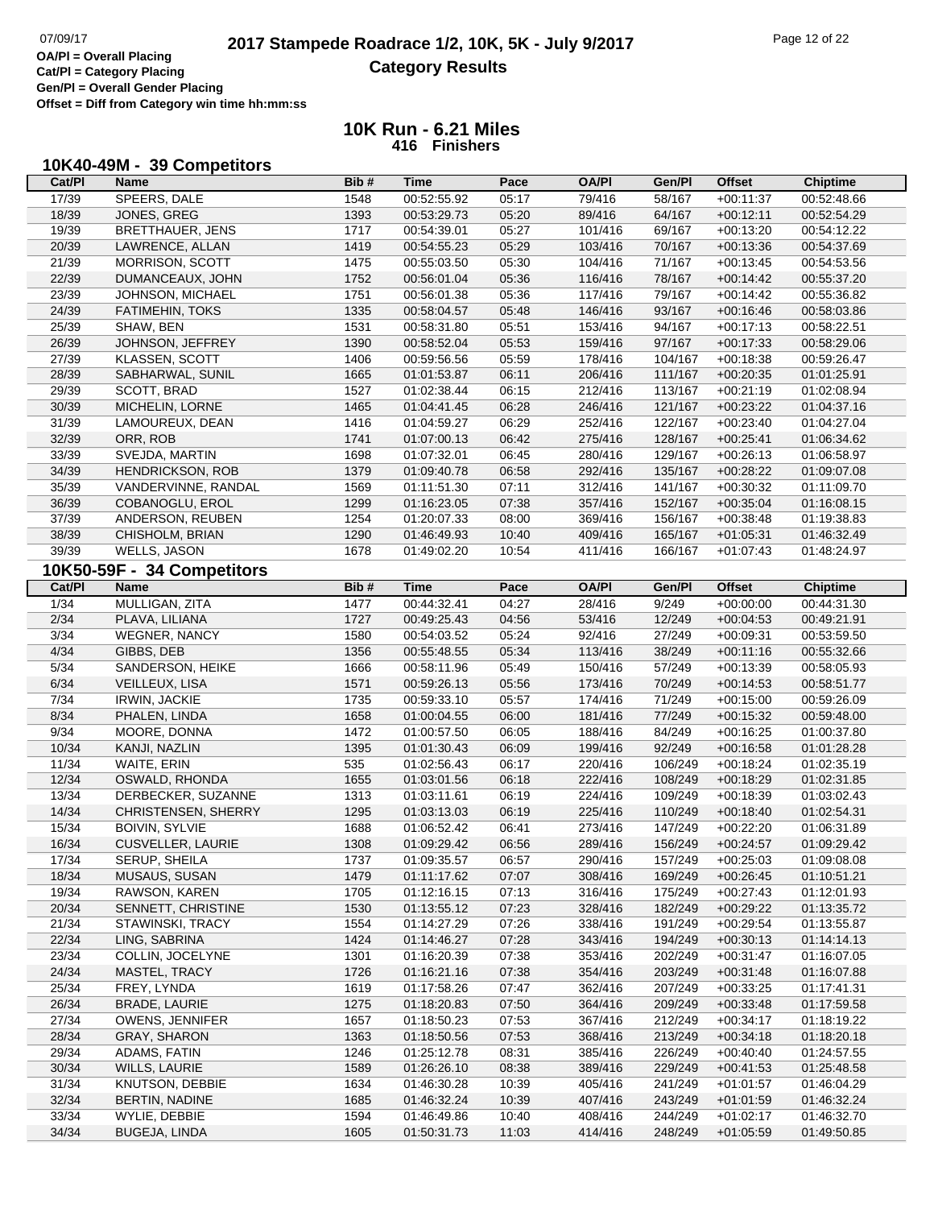OA/Pl = Overall Placing
Cat/Pl = Category Placing
Gen/Pl = Overall Gender Placing
Offset = Diff from Category win time hh:mm:ss

# 2017 Stampede Roadrace 1/2, 10K, 5K - July 9/2017

## Category Results

### 10K Run - 6.21 Miles

**416 Finishers**

### 10K40-49M - 39 Competitors

| Cat/Pl | Name | Bib # | Time | Pace | OA/Pl | Gen/Pl | Offset | Chiptime |
|---|---|---|---|---|---|---|---|---|
| 17/39 | SPEERS, DALE | 1548 | 00:52:55.92 | 05:17 | 79/416 | 58/167 | +00:11:37 | 00:52:48.66 |
| 18/39 | JONES, GREG | 1393 | 00:53:29.73 | 05:20 | 89/416 | 64/167 | +00:12:11 | 00:52:54.29 |
| 19/39 | BRETTHAUER, JENS | 1717 | 00:54:39.01 | 05:27 | 101/416 | 69/167 | +00:13:20 | 00:54:12.22 |
| 20/39 | LAWRENCE, ALLAN | 1419 | 00:54:55.23 | 05:29 | 103/416 | 70/167 | +00:13:36 | 00:54:37.69 |
| 21/39 | MORRISON, SCOTT | 1475 | 00:55:03.50 | 05:30 | 104/416 | 71/167 | +00:13:45 | 00:54:53.56 |
| 22/39 | DUMANCEAUX, JOHN | 1752 | 00:56:01.04 | 05:36 | 116/416 | 78/167 | +00:14:42 | 00:55:37.20 |
| 23/39 | JOHNSON, MICHAEL | 1751 | 00:56:01.38 | 05:36 | 117/416 | 79/167 | +00:14:42 | 00:55:36.82 |
| 24/39 | FATIMEHIN, TOKS | 1335 | 00:58:04.57 | 05:48 | 146/416 | 93/167 | +00:16:46 | 00:58:03.86 |
| 25/39 | SHAW, BEN | 1531 | 00:58:31.80 | 05:51 | 153/416 | 94/167 | +00:17:13 | 00:58:22.51 |
| 26/39 | JOHNSON, JEFFREY | 1390 | 00:58:52.04 | 05:53 | 159/416 | 97/167 | +00:17:33 | 00:58:29.06 |
| 27/39 | KLASSEN, SCOTT | 1406 | 00:59:56.56 | 05:59 | 178/416 | 104/167 | +00:18:38 | 00:59:26.47 |
| 28/39 | SABHARWAL, SUNIL | 1665 | 01:01:53.87 | 06:11 | 206/416 | 111/167 | +00:20:35 | 01:01:25.91 |
| 29/39 | SCOTT, BRAD | 1527 | 01:02:38.44 | 06:15 | 212/416 | 113/167 | +00:21:19 | 01:02:08.94 |
| 30/39 | MICHELIN, LORNE | 1465 | 01:04:41.45 | 06:28 | 246/416 | 121/167 | +00:23:22 | 01:04:37.16 |
| 31/39 | LAMOUREUX, DEAN | 1416 | 01:04:59.27 | 06:29 | 252/416 | 122/167 | +00:23:40 | 01:04:27.04 |
| 32/39 | ORR, ROB | 1741 | 01:07:00.13 | 06:42 | 275/416 | 128/167 | +00:25:41 | 01:06:34.62 |
| 33/39 | SVEJDA, MARTIN | 1698 | 01:07:32.01 | 06:45 | 280/416 | 129/167 | +00:26:13 | 01:06:58.97 |
| 34/39 | HENDRICKSON, ROB | 1379 | 01:09:40.78 | 06:58 | 292/416 | 135/167 | +00:28:22 | 01:09:07.08 |
| 35/39 | VANDERVINNE, RANDAL | 1569 | 01:11:51.30 | 07:11 | 312/416 | 141/167 | +00:30:32 | 01:11:09.70 |
| 36/39 | COBANOGLU, EROL | 1299 | 01:16:23.05 | 07:38 | 357/416 | 152/167 | +00:35:04 | 01:16:08.15 |
| 37/39 | ANDERSON, REUBEN | 1254 | 01:20:07.33 | 08:00 | 369/416 | 156/167 | +00:38:48 | 01:19:38.83 |
| 38/39 | CHISHOLM, BRIAN | 1290 | 01:46:49.93 | 10:40 | 409/416 | 165/167 | +01:05:31 | 01:46:32.49 |
| 39/39 | WELLS, JASON | 1678 | 01:49:02.20 | 10:54 | 411/416 | 166/167 | +01:07:43 | 01:48:24.97 |

### 10K50-59F - 34 Competitors

| Cat/Pl | Name | Bib # | Time | Pace | OA/Pl | Gen/Pl | Offset | Chiptime |
|---|---|---|---|---|---|---|---|---|
| 1/34 | MULLIGAN, ZITA | 1477 | 00:44:32.41 | 04:27 | 28/416 | 9/249 | +00:00:00 | 00:44:31.30 |
| 2/34 | PLAVA, LILIANA | 1727 | 00:49:25.43 | 04:56 | 53/416 | 12/249 | +00:04:53 | 00:49:21.91 |
| 3/34 | WEGNER, NANCY | 1580 | 00:54:03.52 | 05:24 | 92/416 | 27/249 | +00:09:31 | 00:53:59.50 |
| 4/34 | GIBBS, DEB | 1356 | 00:55:48.55 | 05:34 | 113/416 | 38/249 | +00:11:16 | 00:55:32.66 |
| 5/34 | SANDERSON, HEIKE | 1666 | 00:58:11.96 | 05:49 | 150/416 | 57/249 | +00:13:39 | 00:58:05.93 |
| 6/34 | VEILLEUX, LISA | 1571 | 00:59:26.13 | 05:56 | 173/416 | 70/249 | +00:14:53 | 00:58:51.77 |
| 7/34 | IRWIN, JACKIE | 1735 | 00:59:33.10 | 05:57 | 174/416 | 71/249 | +00:15:00 | 00:59:26.09 |
| 8/34 | PHALEN, LINDA | 1658 | 01:00:04.55 | 06:00 | 181/416 | 77/249 | +00:15:32 | 00:59:48.00 |
| 9/34 | MOORE, DONNA | 1472 | 01:00:57.50 | 06:05 | 188/416 | 84/249 | +00:16:25 | 01:00:37.80 |
| 10/34 | KANJI, NAZLIN | 1395 | 01:01:30.43 | 06:09 | 199/416 | 92/249 | +00:16:58 | 01:01:28.28 |
| 11/34 | WAITE, ERIN | 535 | 01:02:56.43 | 06:17 | 220/416 | 106/249 | +00:18:24 | 01:02:35.19 |
| 12/34 | OSWALD, RHONDA | 1655 | 01:03:01.56 | 06:18 | 222/416 | 108/249 | +00:18:29 | 01:02:31.85 |
| 13/34 | DERBECKER, SUZANNE | 1313 | 01:03:11.61 | 06:19 | 224/416 | 109/249 | +00:18:39 | 01:03:02.43 |
| 14/34 | CHRISTENSEN, SHERRY | 1295 | 01:03:13.03 | 06:19 | 225/416 | 110/249 | +00:18:40 | 01:02:54.31 |
| 15/34 | BOIVIN, SYLVIE | 1688 | 01:06:52.42 | 06:41 | 273/416 | 147/249 | +00:22:20 | 01:06:31.89 |
| 16/34 | CUSVELLER, LAURIE | 1308 | 01:09:29.42 | 06:56 | 289/416 | 156/249 | +00:24:57 | 01:09:29.42 |
| 17/34 | SERUP, SHEILA | 1737 | 01:09:35.57 | 06:57 | 290/416 | 157/249 | +00:25:03 | 01:09:08.08 |
| 18/34 | MUSAUS, SUSAN | 1479 | 01:11:17.62 | 07:07 | 308/416 | 169/249 | +00:26:45 | 01:10:51.21 |
| 19/34 | RAWSON, KAREN | 1705 | 01:12:16.15 | 07:13 | 316/416 | 175/249 | +00:27:43 | 01:12:01.93 |
| 20/34 | SENNETT, CHRISTINE | 1530 | 01:13:55.12 | 07:23 | 328/416 | 182/249 | +00:29:22 | 01:13:35.72 |
| 21/34 | STAWINSKI, TRACY | 1554 | 01:14:27.29 | 07:26 | 338/416 | 191/249 | +00:29:54 | 01:13:55.87 |
| 22/34 | LING, SABRINA | 1424 | 01:14:46.27 | 07:28 | 343/416 | 194/249 | +00:30:13 | 01:14:14.13 |
| 23/34 | COLLIN, JOCELYNE | 1301 | 01:16:20.39 | 07:38 | 353/416 | 202/249 | +00:31:47 | 01:16:07.05 |
| 24/34 | MASTEL, TRACY | 1726 | 01:16:21.16 | 07:38 | 354/416 | 203/249 | +00:31:48 | 01:16:07.88 |
| 25/34 | FREY, LYNDA | 1619 | 01:17:58.26 | 07:47 | 362/416 | 207/249 | +00:33:25 | 01:17:41.31 |
| 26/34 | BRADE, LAURIE | 1275 | 01:18:20.83 | 07:50 | 364/416 | 209/249 | +00:33:48 | 01:17:59.58 |
| 27/34 | OWENS, JENNIFER | 1657 | 01:18:50.23 | 07:53 | 367/416 | 212/249 | +00:34:17 | 01:18:19.22 |
| 28/34 | GRAY, SHARON | 1363 | 01:18:50.56 | 07:53 | 368/416 | 213/249 | +00:34:18 | 01:18:20.18 |
| 29/34 | ADAMS, FATIN | 1246 | 01:25:12.78 | 08:31 | 385/416 | 226/249 | +00:40:40 | 01:24:57.55 |
| 30/34 | WILLS, LAURIE | 1589 | 01:26:26.10 | 08:38 | 389/416 | 229/249 | +00:41:53 | 01:25:48.58 |
| 31/34 | KNUTSON, DEBBIE | 1634 | 01:46:30.28 | 10:39 | 405/416 | 241/249 | +01:01:57 | 01:46:04.29 |
| 32/34 | BERTIN, NADINE | 1685 | 01:46:32.24 | 10:39 | 407/416 | 243/249 | +01:01:59 | 01:46:32.24 |
| 33/34 | WYLIE, DEBBIE | 1594 | 01:46:49.86 | 10:40 | 408/416 | 244/249 | +01:02:17 | 01:46:32.70 |
| 34/34 | BUGEJA, LINDA | 1605 | 01:50:31.73 | 11:03 | 414/416 | 248/249 | +01:05:59 | 01:49:50.85 |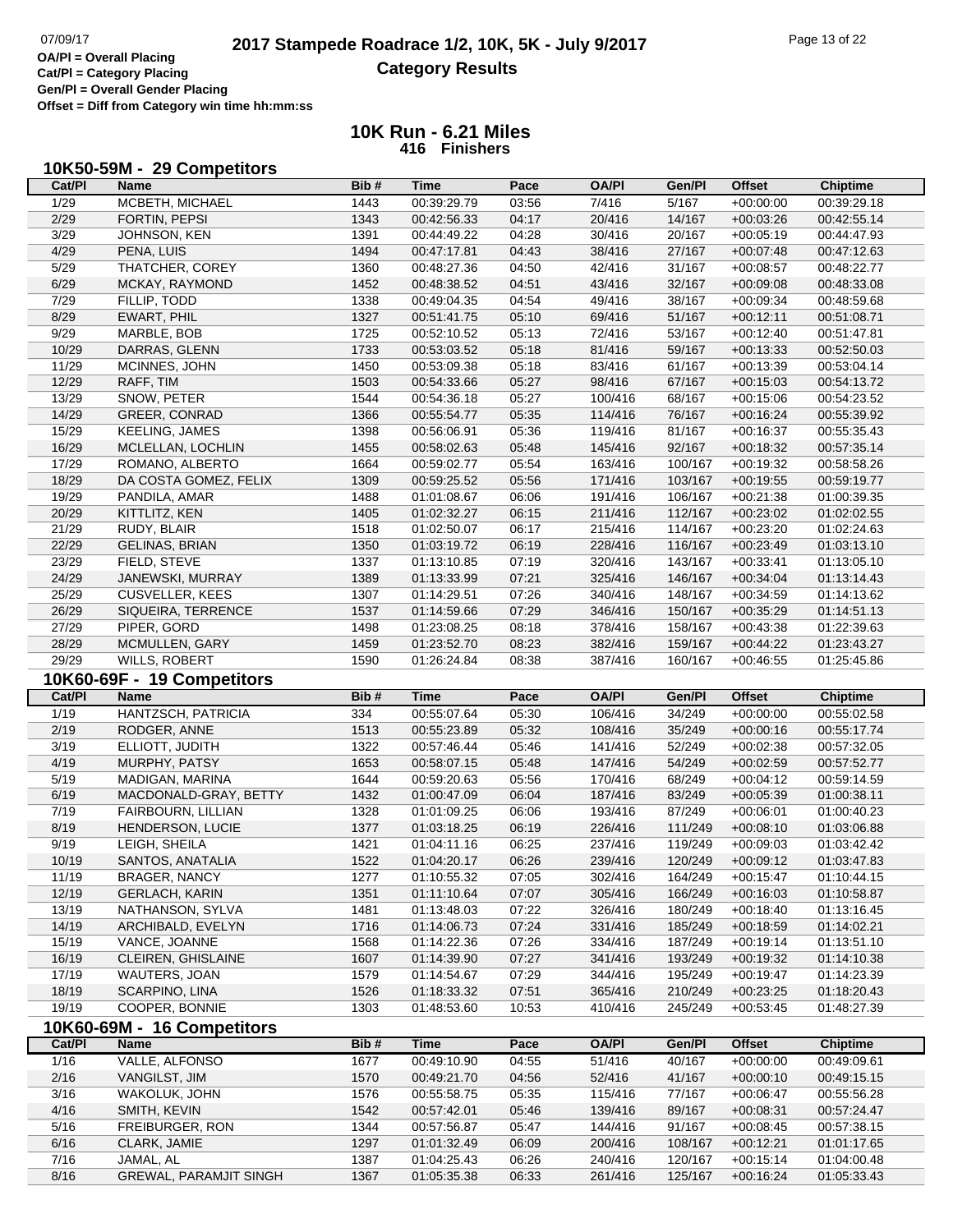OA/Pl = Overall Placing
Cat/Pl = Category Placing
Gen/Pl = Overall Gender Placing
Offset = Diff from Category win time hh:mm:ss

# 2017 Stampede Roadrace 1/2, 10K, 5K - July 9/2017

## Category Results

### 10K Run - 6.21 Miles
**416 Finishers**

### 10K50-59M - 29 Competitors

| Cat/Pl | Name | Bib # | Time | Pace | OA/Pl | Gen/Pl | Offset | Chiptime |
|---|---|---|---|---|---|---|---|---|
| 1/29 | MCBETH, MICHAEL | 1443 | 00:39:29.79 | 03:56 | 7/416 | 5/167 | +00:00:00 | 00:39:29.18 |
| 2/29 | FORTIN, PEPSI | 1343 | 00:42:56.33 | 04:17 | 20/416 | 14/167 | +00:03:26 | 00:42:55.14 |
| 3/29 | JOHNSON, KEN | 1391 | 00:44:49.22 | 04:28 | 30/416 | 20/167 | +00:05:19 | 00:44:47.93 |
| 4/29 | PENA, LUIS | 1494 | 00:47:17.81 | 04:43 | 38/416 | 27/167 | +00:07:48 | 00:47:12.63 |
| 5/29 | THATCHER, COREY | 1360 | 00:48:27.36 | 04:50 | 42/416 | 31/167 | +00:08:57 | 00:48:22.77 |
| 6/29 | MCKAY, RAYMOND | 1452 | 00:48:38.52 | 04:51 | 43/416 | 32/167 | +00:09:08 | 00:48:33.08 |
| 7/29 | FILLIP, TODD | 1338 | 00:49:04.35 | 04:54 | 49/416 | 38/167 | +00:09:34 | 00:48:59.68 |
| 8/29 | EWART, PHIL | 1327 | 00:51:41.75 | 05:10 | 69/416 | 51/167 | +00:12:11 | 00:51:08.71 |
| 9/29 | MARBLE, BOB | 1725 | 00:52:10.52 | 05:13 | 72/416 | 53/167 | +00:12:40 | 00:51:47.81 |
| 10/29 | DARRAS, GLENN | 1733 | 00:53:03.52 | 05:18 | 81/416 | 59/167 | +00:13:33 | 00:52:50.03 |
| 11/29 | MCINNES, JOHN | 1450 | 00:53:09.38 | 05:18 | 83/416 | 61/167 | +00:13:39 | 00:53:04.14 |
| 12/29 | RAFF, TIM | 1503 | 00:54:33.66 | 05:27 | 98/416 | 67/167 | +00:15:03 | 00:54:13.72 |
| 13/29 | SNOW, PETER | 1544 | 00:54:36.18 | 05:27 | 100/416 | 68/167 | +00:15:06 | 00:54:23.52 |
| 14/29 | GREER, CONRAD | 1366 | 00:55:54.77 | 05:35 | 114/416 | 76/167 | +00:16:24 | 00:55:39.92 |
| 15/29 | KEELING, JAMES | 1398 | 00:56:06.91 | 05:36 | 119/416 | 81/167 | +00:16:37 | 00:55:35.43 |
| 16/29 | MCLELLAN, LOCHLIN | 1455 | 00:58:02.63 | 05:48 | 145/416 | 92/167 | +00:18:32 | 00:57:35.14 |
| 17/29 | ROMANO, ALBERTO | 1664 | 00:59:02.77 | 05:54 | 163/416 | 100/167 | +00:19:32 | 00:58:58.26 |
| 18/29 | DA COSTA GOMEZ, FELIX | 1309 | 00:59:25.52 | 05:56 | 171/416 | 103/167 | +00:19:55 | 00:59:19.77 |
| 19/29 | PANDILA, AMAR | 1488 | 01:01:08.67 | 06:06 | 191/416 | 106/167 | +00:21:38 | 01:00:39.35 |
| 20/29 | KITTLITZ, KEN | 1405 | 01:02:32.27 | 06:15 | 211/416 | 112/167 | +00:23:02 | 01:02:02.55 |
| 21/29 | RUDY, BLAIR | 1518 | 01:02:50.07 | 06:17 | 215/416 | 114/167 | +00:23:20 | 01:02:24.63 |
| 22/29 | GELINAS, BRIAN | 1350 | 01:03:19.72 | 06:19 | 228/416 | 116/167 | +00:23:49 | 01:03:13.10 |
| 23/29 | FIELD, STEVE | 1337 | 01:13:10.85 | 07:19 | 320/416 | 143/167 | +00:33:41 | 01:13:05.10 |
| 24/29 | JANEWSKI, MURRAY | 1389 | 01:13:33.99 | 07:21 | 325/416 | 146/167 | +00:34:04 | 01:13:14.43 |
| 25/29 | CUSVELLER, KEES | 1307 | 01:14:29.51 | 07:26 | 340/416 | 148/167 | +00:34:59 | 01:14:13.62 |
| 26/29 | SIQUEIRA, TERRENCE | 1537 | 01:14:59.66 | 07:29 | 346/416 | 150/167 | +00:35:29 | 01:14:51.13 |
| 27/29 | PIPER, GORD | 1498 | 01:23:08.25 | 08:18 | 378/416 | 158/167 | +00:43:38 | 01:22:39.63 |
| 28/29 | MCMULLEN, GARY | 1459 | 01:23:52.70 | 08:23 | 382/416 | 159/167 | +00:44:22 | 01:23:43.27 |
| 29/29 | WILLS, ROBERT | 1590 | 01:26:24.84 | 08:38 | 387/416 | 160/167 | +00:46:55 | 01:25:45.86 |

### 10K60-69F - 19 Competitors

| Cat/Pl | Name | Bib # | Time | Pace | OA/Pl | Gen/Pl | Offset | Chiptime |
|---|---|---|---|---|---|---|---|---|
| 1/19 | HANTZSCH, PATRICIA | 334 | 00:55:07.64 | 05:30 | 106/416 | 34/249 | +00:00:00 | 00:55:02.58 |
| 2/19 | RODGER, ANNE | 1513 | 00:55:23.89 | 05:32 | 108/416 | 35/249 | +00:00:16 | 00:55:17.74 |
| 3/19 | ELLIOTT, JUDITH | 1322 | 00:57:46.44 | 05:46 | 141/416 | 52/249 | +00:02:38 | 00:57:32.05 |
| 4/19 | MURPHY, PATSY | 1653 | 00:58:07.15 | 05:48 | 147/416 | 54/249 | +00:02:59 | 00:57:52.77 |
| 5/19 | MADIGAN, MARINA | 1644 | 00:59:20.63 | 05:56 | 170/416 | 68/249 | +00:04:12 | 00:59:14.59 |
| 6/19 | MACDONALD-GRAY, BETTY | 1432 | 01:00:47.09 | 06:04 | 187/416 | 83/249 | +00:05:39 | 01:00:38.11 |
| 7/19 | FAIRBOURN, LILLIAN | 1328 | 01:01:09.25 | 06:06 | 193/416 | 87/249 | +00:06:01 | 01:00:40.23 |
| 8/19 | HENDERSON, LUCIE | 1377 | 01:03:18.25 | 06:19 | 226/416 | 111/249 | +00:08:10 | 01:03:06.88 |
| 9/19 | LEIGH, SHEILA | 1421 | 01:04:11.16 | 06:25 | 237/416 | 119/249 | +00:09:03 | 01:03:42.42 |
| 10/19 | SANTOS, ANATALIA | 1522 | 01:04:20.17 | 06:26 | 239/416 | 120/249 | +00:09:12 | 01:03:47.83 |
| 11/19 | BRAGER, NANCY | 1277 | 01:10:55.32 | 07:05 | 302/416 | 164/249 | +00:15:47 | 01:10:44.15 |
| 12/19 | GERLACH, KARIN | 1351 | 01:11:10.64 | 07:07 | 305/416 | 166/249 | +00:16:03 | 01:10:58.87 |
| 13/19 | NATHANSON, SYLVA | 1481 | 01:13:48.03 | 07:22 | 326/416 | 180/249 | +00:18:40 | 01:13:16.45 |
| 14/19 | ARCHIBALD, EVELYN | 1716 | 01:14:06.73 | 07:24 | 331/416 | 185/249 | +00:18:59 | 01:14:02.21 |
| 15/19 | VANCE, JOANNE | 1568 | 01:14:22.36 | 07:26 | 334/416 | 187/249 | +00:19:14 | 01:13:51.10 |
| 16/19 | CLEIREN, GHISLAINE | 1607 | 01:14:39.90 | 07:27 | 341/416 | 193/249 | +00:19:32 | 01:14:10.38 |
| 17/19 | WAUTERS, JOAN | 1579 | 01:14:54.67 | 07:29 | 344/416 | 195/249 | +00:19:47 | 01:14:23.39 |
| 18/19 | SCARPINO, LINA | 1526 | 01:18:33.32 | 07:51 | 365/416 | 210/249 | +00:23:25 | 01:18:20.43 |
| 19/19 | COOPER, BONNIE | 1303 | 01:48:53.60 | 10:53 | 410/416 | 245/249 | +00:53:45 | 01:48:27.39 |

### 10K60-69M - 16 Competitors

| Cat/Pl | Name | Bib # | Time | Pace | OA/Pl | Gen/Pl | Offset | Chiptime |
|---|---|---|---|---|---|---|---|---|
| 1/16 | VALLE, ALFONSO | 1677 | 00:49:10.90 | 04:55 | 51/416 | 40/167 | +00:00:00 | 00:49:09.61 |
| 2/16 | VANGILST, JIM | 1570 | 00:49:21.70 | 04:56 | 52/416 | 41/167 | +00:00:10 | 00:49:15.15 |
| 3/16 | WAKOLUK, JOHN | 1576 | 00:55:58.75 | 05:35 | 115/416 | 77/167 | +00:06:47 | 00:55:56.28 |
| 4/16 | SMITH, KEVIN | 1542 | 00:57:42.01 | 05:46 | 139/416 | 89/167 | +00:08:31 | 00:57:24.47 |
| 5/16 | FREIBURGER, RON | 1344 | 00:57:56.87 | 05:47 | 144/416 | 91/167 | +00:08:45 | 00:57:38.15 |
| 6/16 | CLARK, JAMIE | 1297 | 01:01:32.49 | 06:09 | 200/416 | 108/167 | +00:12:21 | 01:01:17.65 |
| 7/16 | JAMAL, AL | 1387 | 01:04:25.43 | 06:26 | 240/416 | 120/167 | +00:15:14 | 01:04:00.48 |
| 8/16 | GREWAL, PARAMJIT SINGH | 1367 | 01:05:35.38 | 06:33 | 261/416 | 125/167 | +00:16:24 | 01:05:33.43 |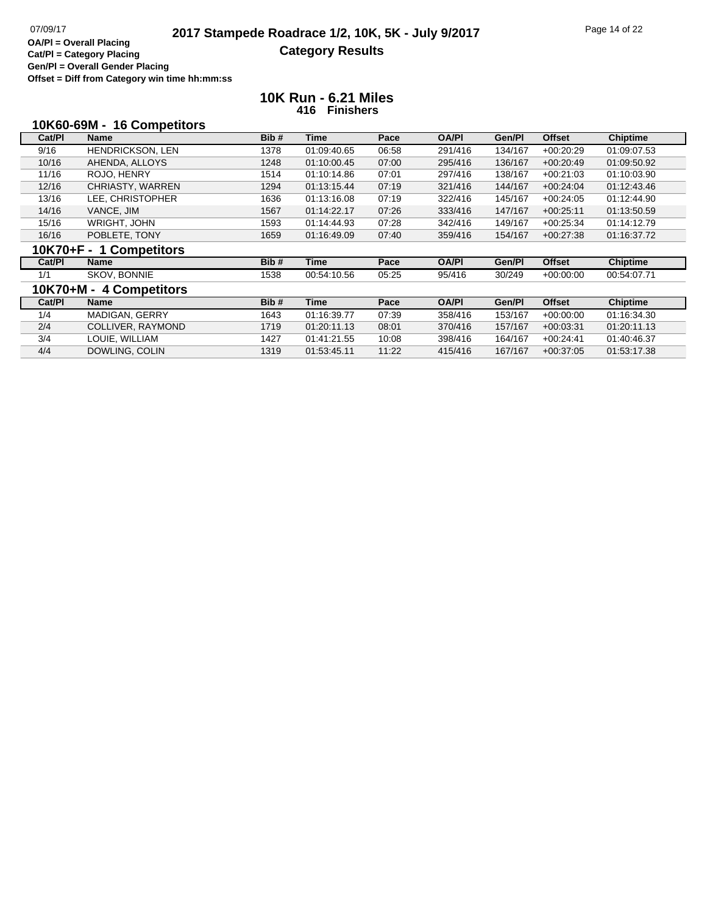# 2017 Stampede Roadrace 1/2, 10K, 5K - July 9/2017

## Category Results

**OA/Pl = Overall Placing**
**Cat/Pl = Category Placing**
**Gen/Pl = Overall Gender Placing**
**Offset = Diff from Category win time hh:mm:ss**

## 10K Run - 6.21 Miles

**416 Finishers**

### 10K60-69M - 16 Competitors

| Cat/Pl | Name | Bib # | Time | Pace | OA/Pl | Gen/Pl | Offset | Chiptime |
|---|---|---|---|---|---|---|---|---|
| 9/16 | HENDRICKSON, LEN | 1378 | 01:09:40.65 | 06:58 | 291/416 | 134/167 | +00:20:29 | 01:09:07.53 |
| 10/16 | AHENDA, ALLOYS | 1248 | 01:10:00.45 | 07:00 | 295/416 | 136/167 | +00:20:49 | 01:09:50.92 |
| 11/16 | ROJO, HENRY | 1514 | 01:10:14.86 | 07:01 | 297/416 | 138/167 | +00:21:03 | 01:10:03.90 |
| 12/16 | CHRIASTY, WARREN | 1294 | 01:13:15.44 | 07:19 | 321/416 | 144/167 | +00:24:04 | 01:12:43.46 |
| 13/16 | LEE, CHRISTOPHER | 1636 | 01:13:16.08 | 07:19 | 322/416 | 145/167 | +00:24:05 | 01:12:44.90 |
| 14/16 | VANCE, JIM | 1567 | 01:14:22.17 | 07:26 | 333/416 | 147/167 | +00:25:11 | 01:13:50.59 |
| 15/16 | WRIGHT, JOHN | 1593 | 01:14:44.93 | 07:28 | 342/416 | 149/167 | +00:25:34 | 01:14:12.79 |
| 16/16 | POBLETE, TONY | 1659 | 01:16:49.09 | 07:40 | 359/416 | 154/167 | +00:27:38 | 01:16:37.72 |

### 10K70+F - 1 Competitors

| Cat/Pl | Name | Bib # | Time | Pace | OA/Pl | Gen/Pl | Offset | Chiptime |
|---|---|---|---|---|---|---|---|---|
| 1/1 | SKOV, BONNIE | 1538 | 00:54:10.56 | 05:25 | 95/416 | 30/249 | +00:00:00 | 00:54:07.71 |

### 10K70+M - 4 Competitors

| Cat/Pl | Name | Bib # | Time | Pace | OA/Pl | Gen/Pl | Offset | Chiptime |
|---|---|---|---|---|---|---|---|---|
| 1/4 | MADIGAN, GERRY | 1643 | 01:16:39.77 | 07:39 | 358/416 | 153/167 | +00:00:00 | 01:16:34.30 |
| 2/4 | COLLIVER, RAYMOND | 1719 | 01:20:11.13 | 08:01 | 370/416 | 157/167 | +00:03:31 | 01:20:11.13 |
| 3/4 | LOUIE, WILLIAM | 1427 | 01:41:21.55 | 10:08 | 398/416 | 164/167 | +00:24:41 | 01:40:46.37 |
| 4/4 | DOWLING, COLIN | 1319 | 01:53:45.11 | 11:22 | 415/416 | 167/167 | +00:37:05 | 01:53:17.38 |